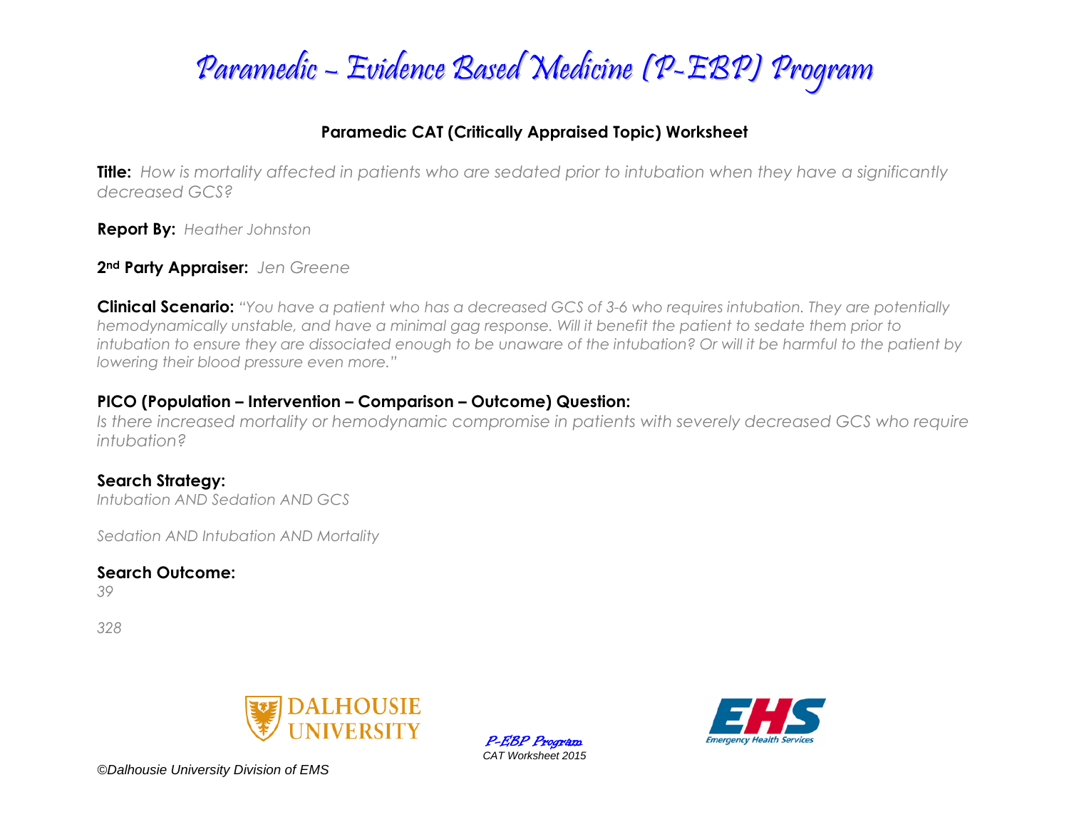# Paramedic – Evidence Based Medicine (P-EBP) Program

## Paramedic CAT (Critically Appraised Topic) Worksheet

**Title:** *How is mortality affected in patients who are sedated prior to intubation when they have a significantly decreased GCS?*

**Report By:** *Heather Johnston*

**2nd Party Appraiser:** *Jen Greene*

**Clinical Scenario:** *"You have a patient who has a decreased GCS of 3-6 who requires intubation. They are potentially hemodynamically unstable, and have a minimal gag response. Will it benefit the patient to sedate them prior to intubation to ensure they are dissociated enough to be unaware of the intubation? Or will it be harmful to the patient by lowering their blood pressure even more."*

### PICO (Population – Intervention – Comparison – Outcome) Question:

*Is there increased mortality or hemodynamic compromise in patients with severely decreased GCS who require intubation?*

### Search Strategy:

*Intubation AND Sedation AND GCS*

*Sedation AND Intubation AND Mortality*

### Search Outcome:

*39*

*328*

©Dalhousie University Division of EMS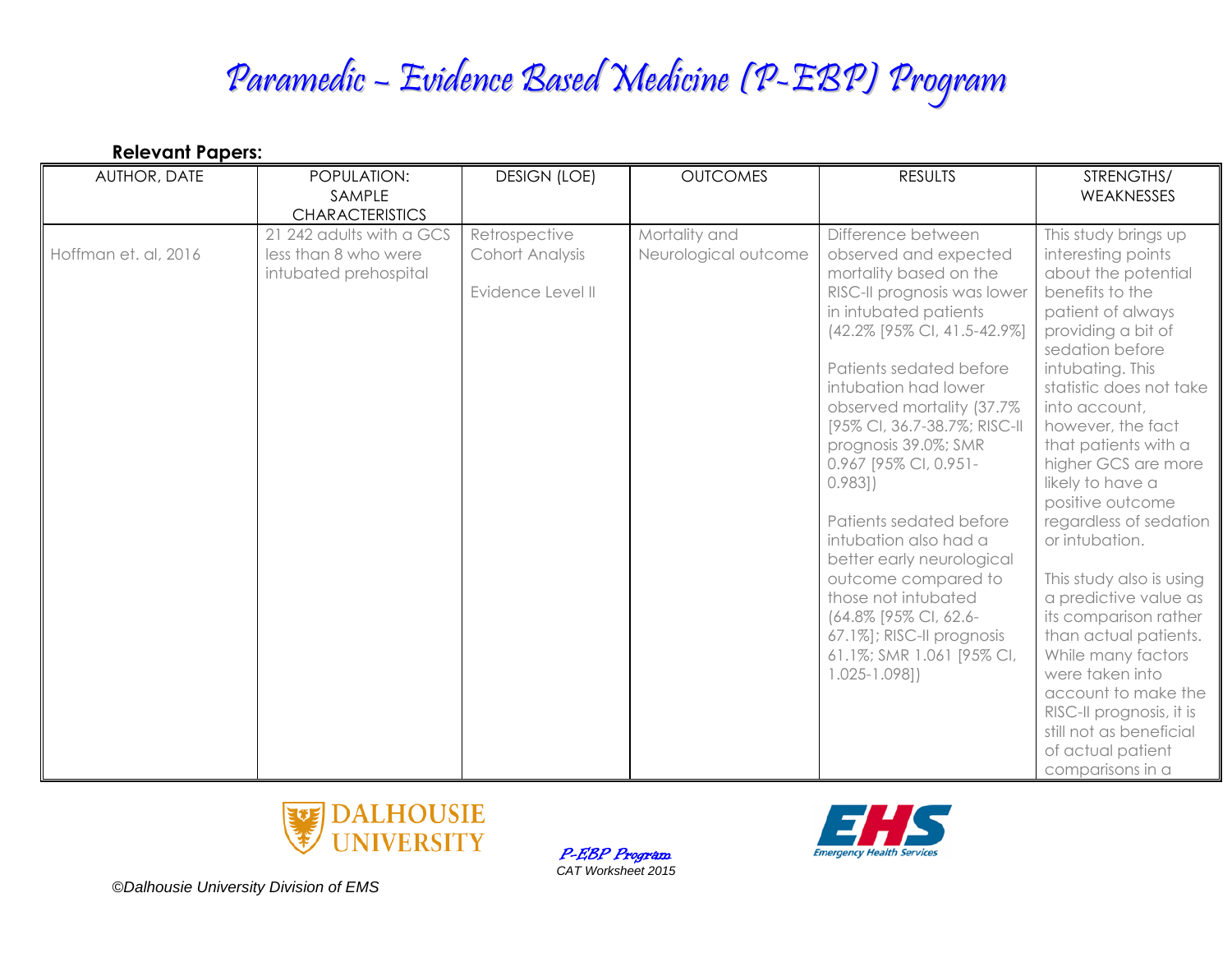# Paramedic – Evidence Based Medicine (P-EBP) Program

**Relevant Papers:**

| AUTHOR, DATE | POPULATION: SAMPLE CHARACTERISTICS | DESIGN (LOE) | OUTCOMES | RESULTS | STRENGTHS/ WEAKNESSES |
|---|---|---|---|---|---|
| Hoffman et. al, 2016 | 21 242 adults with a GCS less than 8 who were intubated prehospital | Retrospective Cohort Analysis<br><br>Evidence Level II | Mortality and Neurological outcome | Difference between observed and expected mortality based on the RISC-II prognosis was lower in intubated patients (42.2% [95% CI, 41.5-42.9%]<br><br>Patients sedated before intubation had lower observed mortality (37.7% [95% CI, 36.7-38.7%; RISC-II prognosis 39.0%; SMR 0.967 [95% CI, 0.951-0.983])<br><br>Patients sedated before intubation also had a better early neurological outcome compared to those not intubated (64.8% [95% CI, 62.6-67.1%]; RISC-II prognosis 61.1%; SMR 1.061 [95% CI, 1.025-1.098]) | This study brings up interesting points about the potential benefits to the patient of always providing a bit of sedation before intubating. This statistic does not take into account, however, the fact that patients with a higher GCS are more likely to have a positive outcome regardless of sedation or intubation.<br><br>This study also is using a predictive value as its comparison rather than actual patients. While many factors were taken into account to make the RISC-II prognosis, it is still not as beneficial of actual patient comparisons in a |

P-EBP Program
CAT Worksheet 2015

©Dalhousie University Division of EMS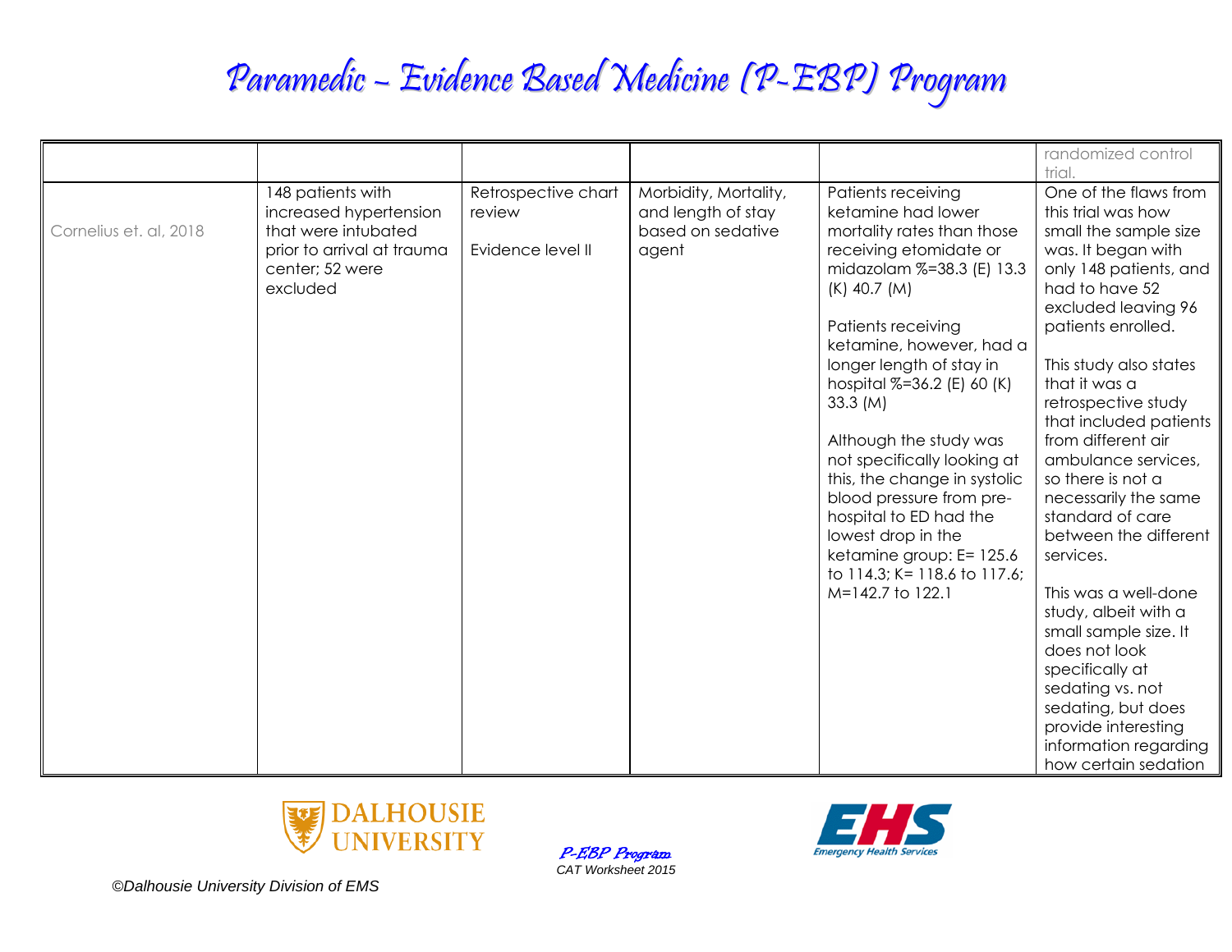| | | | | | |
|---|---|---|---|---|---|
| | | | | | randomized control trial. |
| Cornelius et. al, 2018 | 148 patients with increased hypertension that were intubated prior to arrival at trauma center; 52 were excluded | Retrospective chart review<br><br>Evidence level II | Morbidity, Mortality, and length of stay based on sedative agent | Patients receiving ketamine had lower mortality rates than those receiving etomidate or midazolam %=38.3 (E) 13.3 (K) 40.7 (M)<br><br>Patients receiving ketamine, however, had a longer length of stay in hospital %=36.2 (E) 60 (K) 33.3 (M)<br><br>Although the study was not specifically looking at this, the change in systolic blood pressure from pre-hospital to ED had the lowest drop in the ketamine group: E= 125.6 to 114.3; K= 118.6 to 117.6; M=142.7 to 122.1 | One of the flaws from this trial was how small the sample size was. It began with only 148 patients, and had to have 52 excluded leaving 96 patients enrolled.<br><br>This study also states that it was a retrospective study that included patients from different air ambulance services, so there is not a necessarily the same standard of care between the different services.<br><br>This was a well-done study, albeit with a small sample size. It does not look specifically at sedating vs. not sedating, but does provide interesting information regarding how certain sedation |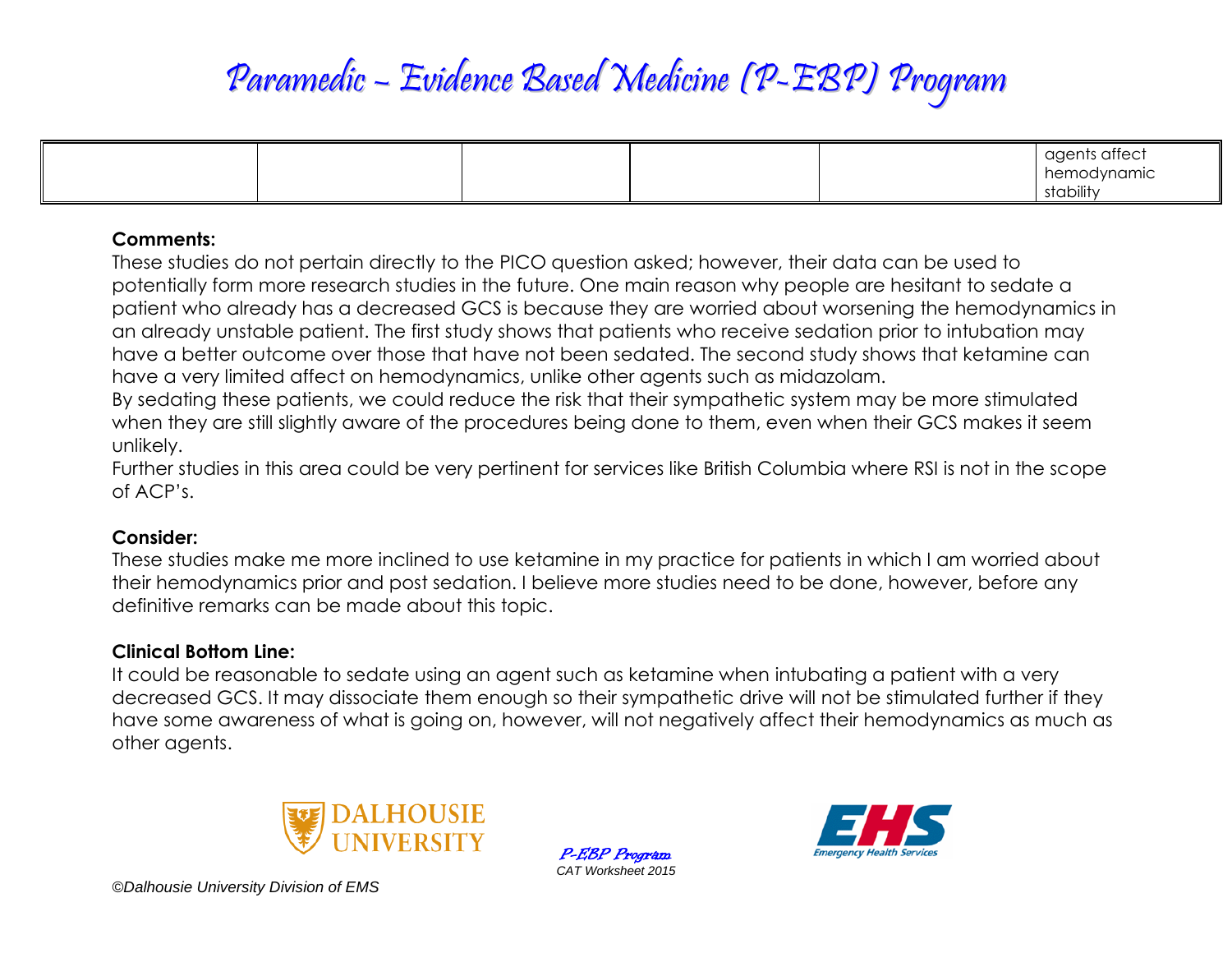| | | | | | |
|---|---|---|---|---|---|
| | | | | | agents affect hemodynamic stability |

**Comments:**

These studies do not pertain directly to the PICO question asked; however, their data can be used to potentially form more research studies in the future. One main reason why people are hesitant to sedate a patient who already has a decreased GCS is because they are worried about worsening the hemodynamics in an already unstable patient. The first study shows that patients who receive sedation prior to intubation may have a better outcome over those that have not been sedated. The second study shows that ketamine can have a very limited affect on hemodynamics, unlike other agents such as midazolam.

By sedating these patients, we could reduce the risk that their sympathetic system may be more stimulated when they are still slightly aware of the procedures being done to them, even when their GCS makes it seem unlikely.

Further studies in this area could be very pertinent for services like British Columbia where RSI is not in the scope of ACP's.

**Consider:**

These studies make me more inclined to use ketamine in my practice for patients in which I am worried about their hemodynamics prior and post sedation. I believe more studies need to be done, however, before any definitive remarks can be made about this topic.

**Clinical Bottom Line:**

It could be reasonable to sedate using an agent such as ketamine when intubating a patient with a very decreased GCS. It may dissociate them enough so their sympathetic drive will not be stimulated further if they have some awareness of what is going on, however, will not negatively affect their hemodynamics as much as other agents.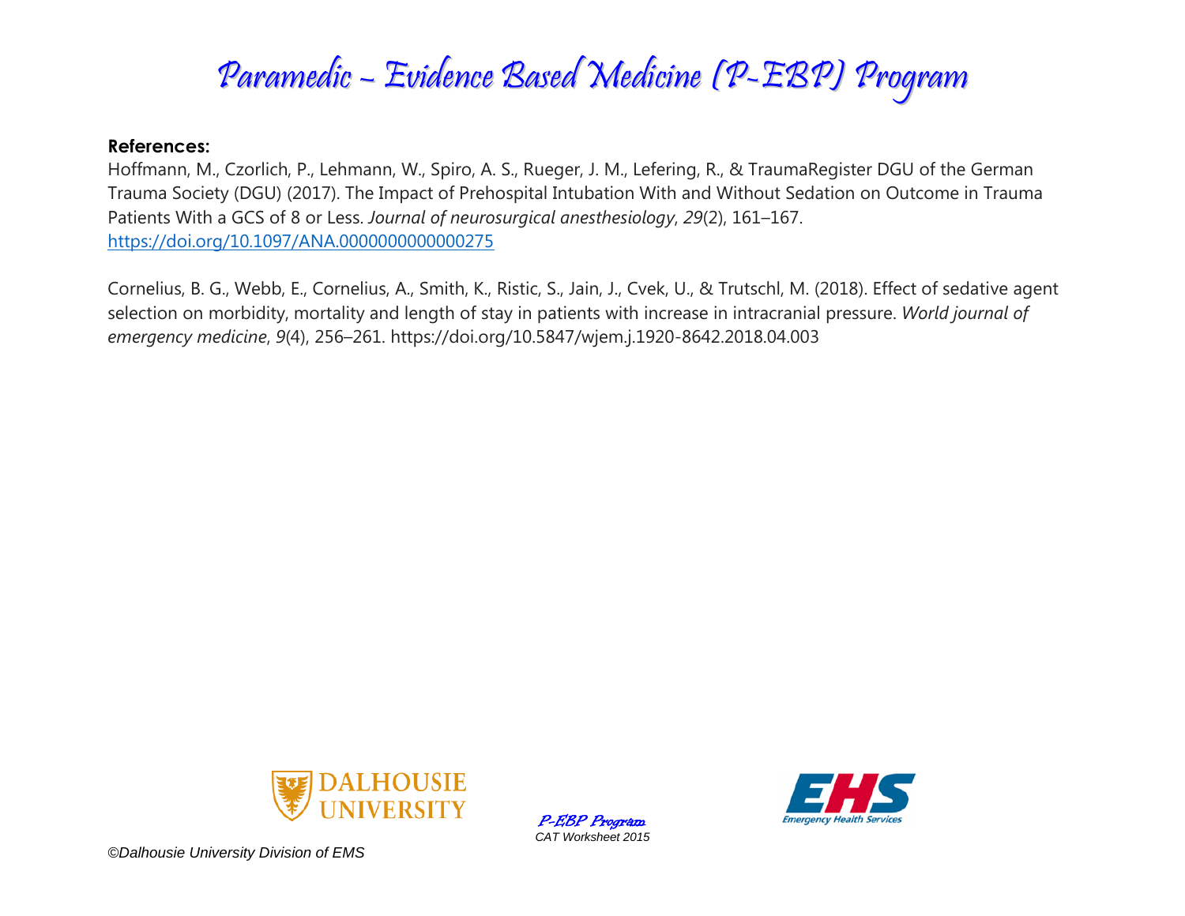**References:**

Hoffmann, M., Czorlich, P., Lehmann, W., Spiro, A. S., Rueger, J. M., Lefering, R., & TraumaRegister DGU of the German Trauma Society (DGU) (2017). The Impact of Prehospital Intubation With and Without Sedation on Outcome in Trauma Patients With a GCS of 8 or Less. *Journal of neurosurgical anesthesiology*, *29*(2), 161–167. https://doi.org/10.1097/ANA.0000000000000275

Cornelius, B. G., Webb, E., Cornelius, A., Smith, K., Ristic, S., Jain, J., Cvek, U., & Trutschl, M. (2018). Effect of sedative agent selection on morbidity, mortality and length of stay in patients with increase in intracranial pressure. *World journal of emergency medicine*, *9*(4), 256–261. https://doi.org/10.5847/wjem.j.1920-8642.2018.04.003